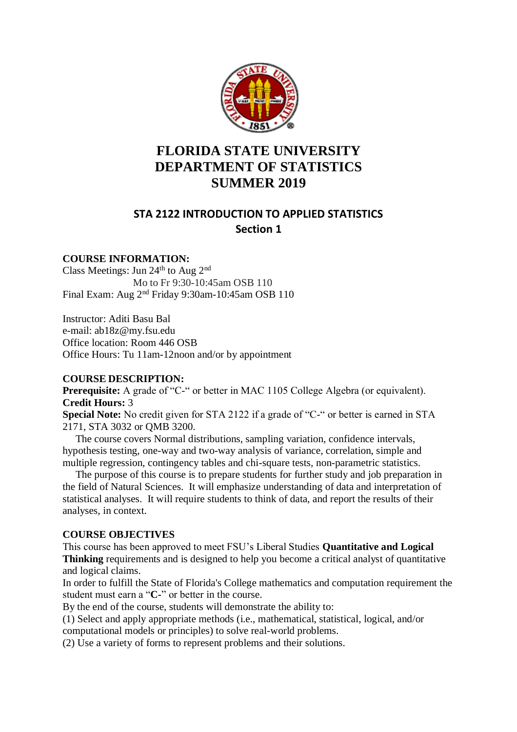# FLORIDA STATE UNIVERSITY
# DEPARTMENT OF STATISTICS
# SUMMER 2019

## STA 2122 INTRODUCTION TO APPLIED STATISTICS
## Section 1

**COURSE INFORMATION:**

Class Meetings: Jun 24th to Aug 2nd
Mo to Fr 9:30-10:45am OSB 110
Final Exam: Aug 2nd Friday 9:30am-10:45am OSB 110

Instructor: Aditi Basu Bal
e-mail: ab18z@my.fsu.edu
Office location: Room 446 OSB
Office Hours: Tu 11am-12noon and/or by appointment

**COURSE DESCRIPTION:**

**Prerequisite:** A grade of "C-" or better in MAC 1105 College Algebra (or equivalent).
**Credit Hours:** 3
**Special Note:** No credit given for STA 2122 if a grade of "C-" or better is earned in STA 2171, STA 3032 or QMB 3200.

The course covers Normal distributions, sampling variation, confidence intervals, hypothesis testing, one-way and two-way analysis of variance, correlation, simple and multiple regression, contingency tables and chi-square tests, non-parametric statistics.

The purpose of this course is to prepare students for further study and job preparation in the field of Natural Sciences. It will emphasize understanding of data and interpretation of statistical analyses. It will require students to think of data, and report the results of their analyses, in context.

**COURSE OBJECTIVES**

This course has been approved to meet FSU's Liberal Studies **Quantitative and Logical Thinking** requirements and is designed to help you become a critical analyst of quantitative and logical claims.

In order to fulfill the State of Florida's College mathematics and computation requirement the student must earn a "**C-**" or better in the course.

By the end of the course, students will demonstrate the ability to:

(1) Select and apply appropriate methods (i.e., mathematical, statistical, logical, and/or computational models or principles) to solve real-world problems.

(2) Use a variety of forms to represent problems and their solutions.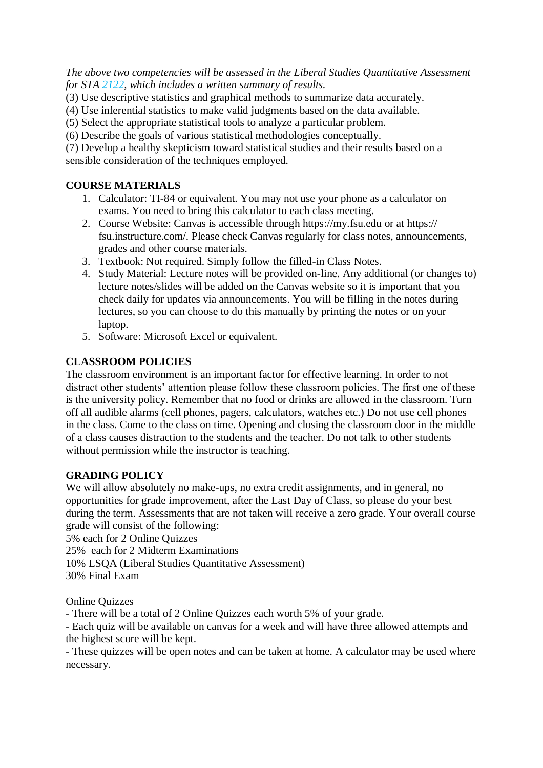*The above two competencies will be assessed in the Liberal Studies Quantitative Assessment for STA 2122, which includes a written summary of results.*
(3) Use descriptive statistics and graphical methods to summarize data accurately.
(4) Use inferential statistics to make valid judgments based on the data available.
(5) Select the appropriate statistical tools to analyze a particular problem.
(6) Describe the goals of various statistical methodologies conceptually.
(7) Develop a healthy skepticism toward statistical studies and their results based on a sensible consideration of the techniques employed.

**COURSE MATERIALS**

1. Calculator: TI-84 or equivalent. You may not use your phone as a calculator on exams. You need to bring this calculator to each class meeting.
2. Course Website: Canvas is accessible through https://my.fsu.edu or at https://fsu.instructure.com/. Please check Canvas regularly for class notes, announcements, grades and other course materials.
3. Textbook: Not required. Simply follow the filled-in Class Notes.
4. Study Material: Lecture notes will be provided on-line. Any additional (or changes to) lecture notes/slides will be added on the Canvas website so it is important that you check daily for updates via announcements. You will be filling in the notes during lectures, so you can choose to do this manually by printing the notes or on your laptop.
5. Software: Microsoft Excel or equivalent.

**CLASSROOM POLICIES**

The classroom environment is an important factor for effective learning. In order to not distract other students' attention please follow these classroom policies. The first one of these is the university policy. Remember that no food or drinks are allowed in the classroom. Turn off all audible alarms (cell phones, pagers, calculators, watches etc.) Do not use cell phones in the class. Come to the class on time. Opening and closing the classroom door in the middle of a class causes distraction to the students and the teacher. Do not talk to other students without permission while the instructor is teaching.

**GRADING POLICY**

We will allow absolutely no make-ups, no extra credit assignments, and in general, no opportunities for grade improvement, after the Last Day of Class, so please do your best during the term. Assessments that are not taken will receive a zero grade. Your overall course grade will consist of the following:
5% each for 2 Online Quizzes
25% each for 2 Midterm Examinations
10% LSQA (Liberal Studies Quantitative Assessment)
30% Final Exam

Online Quizzes
- There will be a total of 2 Online Quizzes each worth 5% of your grade.
- Each quiz will be available on canvas for a week and will have three allowed attempts and the highest score will be kept.
- These quizzes will be open notes and can be taken at home. A calculator may be used where necessary.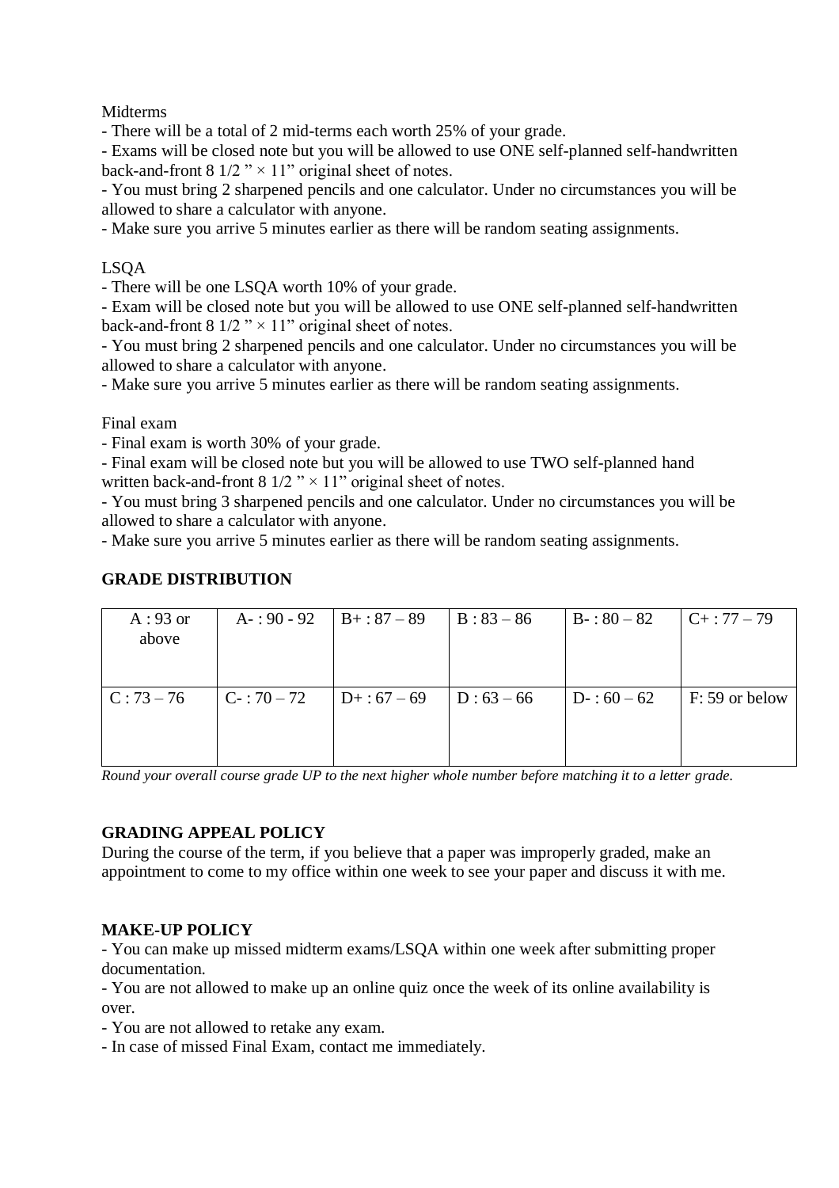Midterms

- There will be a total of 2 mid-terms each worth 25% of your grade.
- Exams will be closed note but you will be allowed to use ONE self-planned self-handwritten back-and-front 8 1/2 ” × 11” original sheet of notes.
- You must bring 2 sharpened pencils and one calculator. Under no circumstances you will be allowed to share a calculator with anyone.
- Make sure you arrive 5 minutes earlier as there will be random seating assignments.

LSQA

- There will be one LSQA worth 10% of your grade.
- Exam will be closed note but you will be allowed to use ONE self-planned self-handwritten back-and-front 8 1/2 ” × 11” original sheet of notes.
- You must bring 2 sharpened pencils and one calculator. Under no circumstances you will be allowed to share a calculator with anyone.
- Make sure you arrive 5 minutes earlier as there will be random seating assignments.

Final exam

- Final exam is worth 30% of your grade.
- Final exam will be closed note but you will be allowed to use TWO self-planned hand written back-and-front 8 1/2 ” × 11” original sheet of notes.
- You must bring 3 sharpened pencils and one calculator. Under no circumstances you will be allowed to share a calculator with anyone.
- Make sure you arrive 5 minutes earlier as there will be random seating assignments.

**GRADE DISTRIBUTION**

| A : 93 or above | A- : 90 - 92 | B+ : 87 – 89 | B : 83 – 86 | B- : 80 – 82 | C+ : 77 – 79 |
|---|---|---|---|---|---|
| C : 73 – 76 | C- : 70 – 72 | D+ : 67 – 69 | D : 63 – 66 | D- : 60 – 62 | F: 59 or below |

*Round your overall course grade UP to the next higher whole number before matching it to a letter grade.*

**GRADING APPEAL POLICY**

During the course of the term, if you believe that a paper was improperly graded, make an appointment to come to my office within one week to see your paper and discuss it with me.

**MAKE-UP POLICY**

- You can make up missed midterm exams/LSQA within one week after submitting proper documentation.
- You are not allowed to make up an online quiz once the week of its online availability is over.
- You are not allowed to retake any exam.
- In case of missed Final Exam, contact me immediately.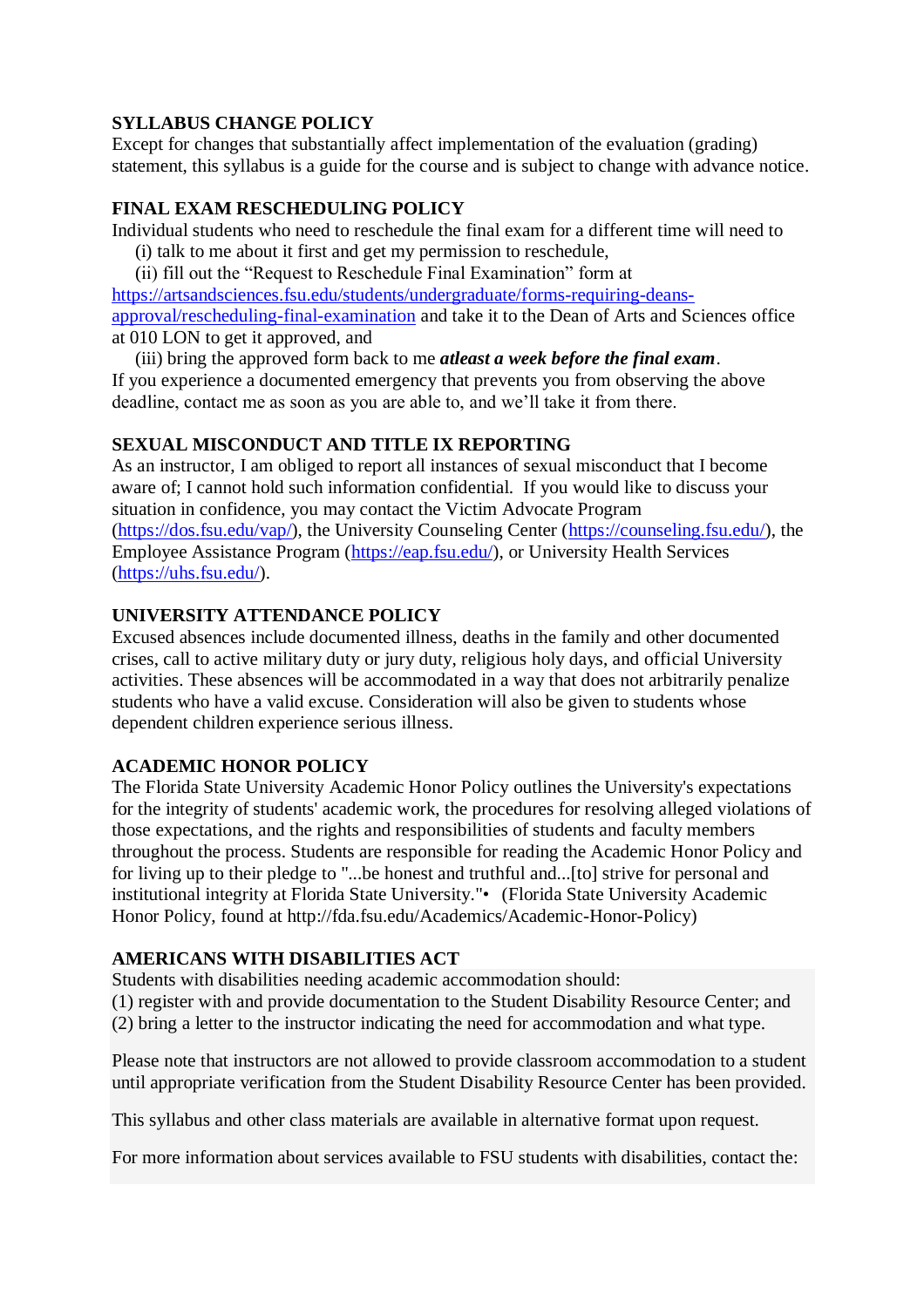**SYLLABUS CHANGE POLICY**
Except for changes that substantially affect implementation of the evaluation (grading) statement, this syllabus is a guide for the course and is subject to change with advance notice.

**FINAL EXAM RESCHEDULING POLICY**
Individual students who need to reschedule the final exam for a different time will need to
(i) talk to me about it first and get my permission to reschedule,
(ii) fill out the "Request to Reschedule Final Examination" form at [https://artsandsciences.fsu.edu/students/undergraduate/forms-requiring-deans-approval/rescheduling-final-examination](https://artsandsciences.fsu.edu/students/undergraduate/forms-requiring-deans-approval/rescheduling-final-examination) and take it to the Dean of Arts and Sciences office at 010 LON to get it approved, and
(iii) bring the approved form back to me ***atleast a week before the final exam***.
If you experience a documented emergency that prevents you from observing the above deadline, contact me as soon as you are able to, and we'll take it from there.

**SEXUAL MISCONDUCT AND TITLE IX REPORTING**
As an instructor, I am obliged to report all instances of sexual misconduct that I become aware of; I cannot hold such information confidential. If you would like to discuss your situation in confidence, you may contact the Victim Advocate Program ([https://dos.fsu.edu/vap/](https://dos.fsu.edu/vap/)), the University Counseling Center ([https://counseling.fsu.edu/](https://counseling.fsu.edu/)), the Employee Assistance Program ([https://eap.fsu.edu/](https://eap.fsu.edu/)), or University Health Services ([https://uhs.fsu.edu/](https://uhs.fsu.edu/)).

**UNIVERSITY ATTENDANCE POLICY**
Excused absences include documented illness, deaths in the family and other documented crises, call to active military duty or jury duty, religious holy days, and official University activities. These absences will be accommodated in a way that does not arbitrarily penalize students who have a valid excuse. Consideration will also be given to students whose dependent children experience serious illness.

**ACADEMIC HONOR POLICY**
The Florida State University Academic Honor Policy outlines the University's expectations for the integrity of students' academic work, the procedures for resolving alleged violations of those expectations, and the rights and responsibilities of students and faculty members throughout the process. Students are responsible for reading the Academic Honor Policy and for living up to their pledge to "...be honest and truthful and...[to] strive for personal and institutional integrity at Florida State University."• (Florida State University Academic Honor Policy, found at http://fda.fsu.edu/Academics/Academic-Honor-Policy)

**AMERICANS WITH DISABILITIES ACT**
Students with disabilities needing academic accommodation should:
(1) register with and provide documentation to the Student Disability Resource Center; and
(2) bring a letter to the instructor indicating the need for accommodation and what type.

Please note that instructors are not allowed to provide classroom accommodation to a student until appropriate verification from the Student Disability Resource Center has been provided.

This syllabus and other class materials are available in alternative format upon request.

For more information about services available to FSU students with disabilities, contact the: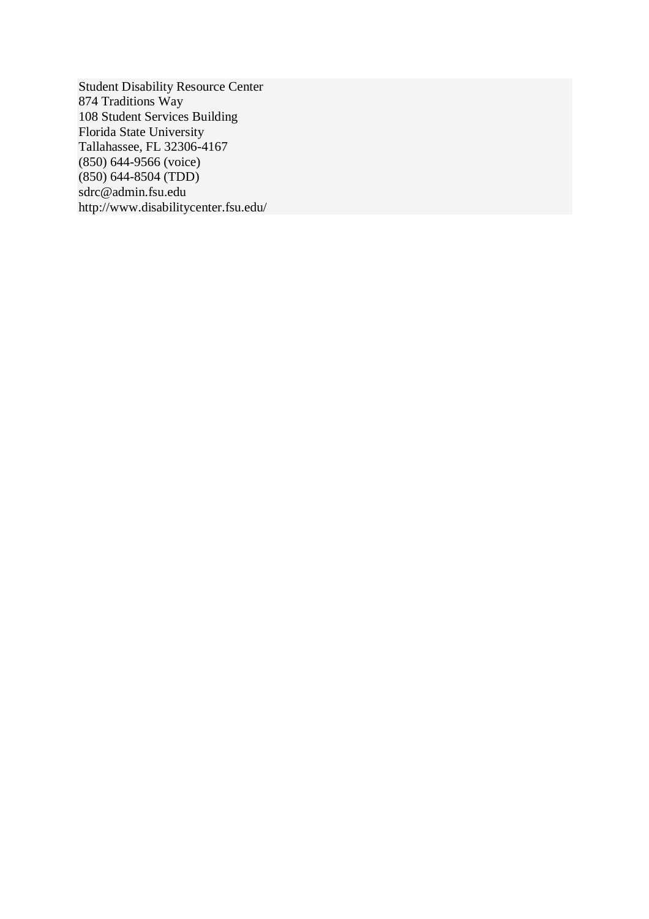Student Disability Resource Center
874 Traditions Way
108 Student Services Building
Florida State University
Tallahassee, FL 32306-4167
(850) 644-9566 (voice)
(850) 644-8504 (TDD)
sdrc@admin.fsu.edu
http://www.disabilitycenter.fsu.edu/